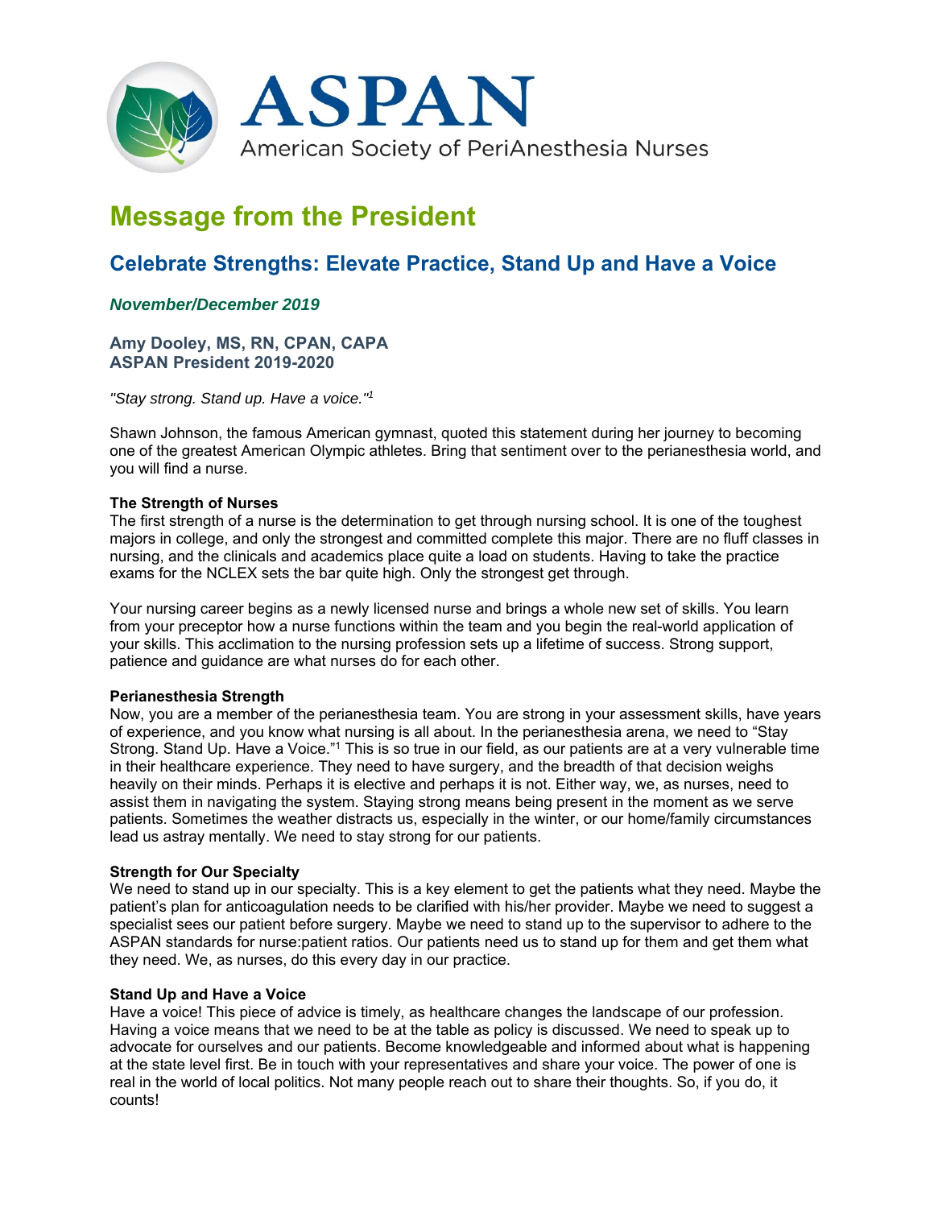ASPAN

American Society of PeriAnesthesia Nurses

# Message from the President

## Celebrate Strengths: Elevate Practice, Stand Up and Have a Voice

***November/December 2019***

**Amy Dooley, MS, RN, CPAN, CAPA**
**ASPAN President 2019-2020**

*"Stay strong. Stand up. Have a voice."*[1]

Shawn Johnson, the famous American gymnast, quoted this statement during her journey to becoming one of the greatest American Olympic athletes. Bring that sentiment over to the perianesthesia world, and you will find a nurse.

**The Strength of Nurses**
The first strength of a nurse is the determination to get through nursing school. It is one of the toughest majors in college, and only the strongest and committed complete this major. There are no fluff classes in nursing, and the clinicals and academics place quite a load on students. Having to take the practice exams for the NCLEX sets the bar quite high. Only the strongest get through.

Your nursing career begins as a newly licensed nurse and brings a whole new set of skills. You learn from your preceptor how a nurse functions within the team and you begin the real-world application of your skills. This acclimation to the nursing profession sets up a lifetime of success. Strong support, patience and guidance are what nurses do for each other.

**Perianesthesia Strength**
Now, you are a member of the perianesthesia team. You are strong in your assessment skills, have years of experience, and you know what nursing is all about. In the perianesthesia arena, we need to "Stay Strong. Stand Up. Have a Voice."[1] This is so true in our field, as our patients are at a very vulnerable time in their healthcare experience. They need to have surgery, and the breadth of that decision weighs heavily on their minds. Perhaps it is elective and perhaps it is not. Either way, we, as nurses, need to assist them in navigating the system. Staying strong means being present in the moment as we serve patients. Sometimes the weather distracts us, especially in the winter, or our home/family circumstances lead us astray mentally. We need to stay strong for our patients.

**Strength for Our Specialty**
We need to stand up in our specialty. This is a key element to get the patients what they need. Maybe the patient's plan for anticoagulation needs to be clarified with his/her provider. Maybe we need to suggest a specialist sees our patient before surgery. Maybe we need to stand up to the supervisor to adhere to the ASPAN standards for nurse:patient ratios. Our patients need us to stand up for them and get them what they need. We, as nurses, do this every day in our practice.

**Stand Up and Have a Voice**
Have a voice! This piece of advice is timely, as healthcare changes the landscape of our profession. Having a voice means that we need to be at the table as policy is discussed. We need to speak up to advocate for ourselves and our patients. Become knowledgeable and informed about what is happening at the state level first. Be in touch with your representatives and share your voice. The power of one is real in the world of local politics. Not many people reach out to share their thoughts. So, if you do, it counts!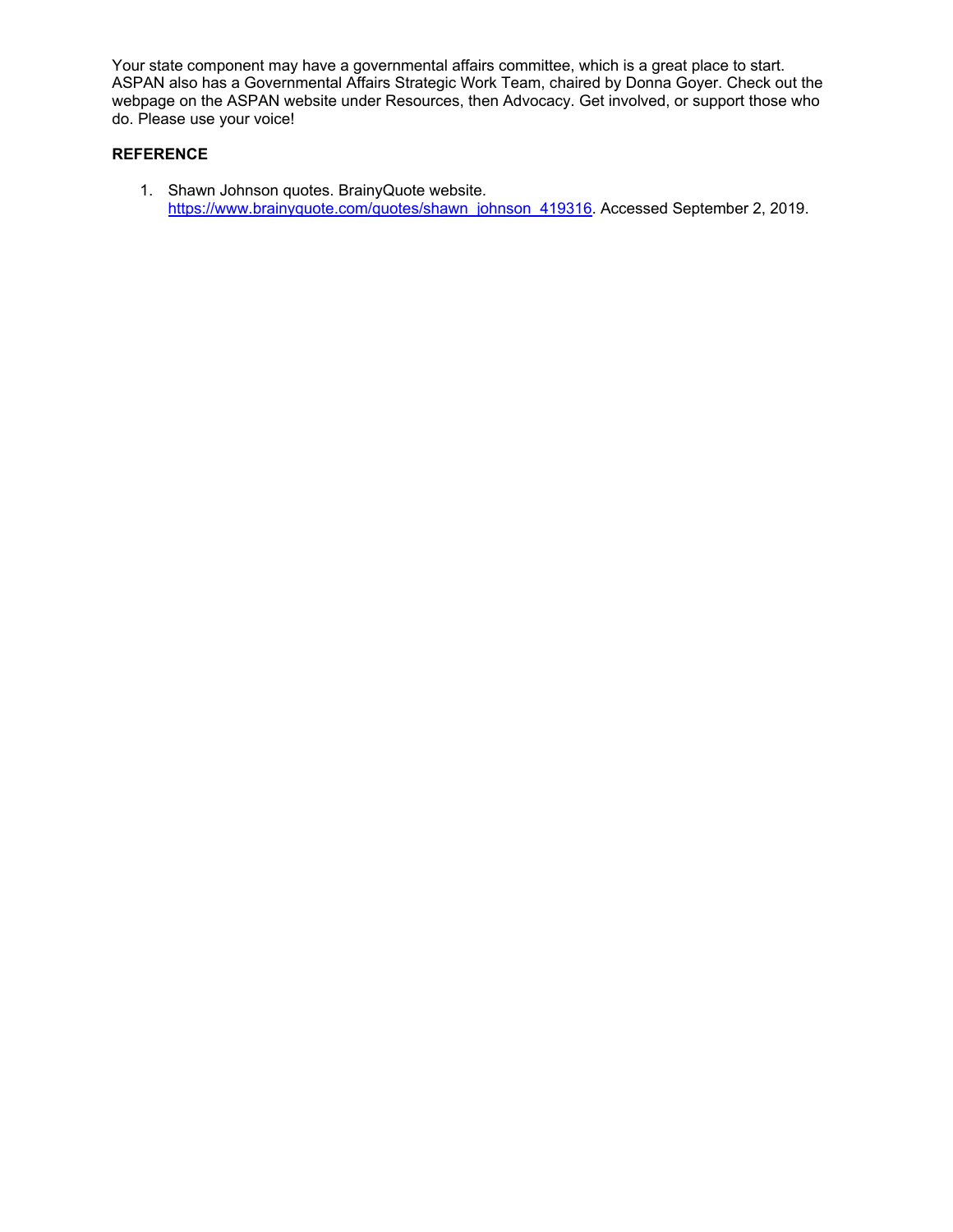Your state component may have a governmental affairs committee, which is a great place to start. ASPAN also has a Governmental Affairs Strategic Work Team, chaired by Donna Goyer. Check out the webpage on the ASPAN website under Resources, then Advocacy. Get involved, or support those who do. Please use your voice!

**REFERENCE**

1. Shawn Johnson quotes. BrainyQuote website. https://www.brainyquote.com/quotes/shawn_johnson_419316. Accessed September 2, 2019.